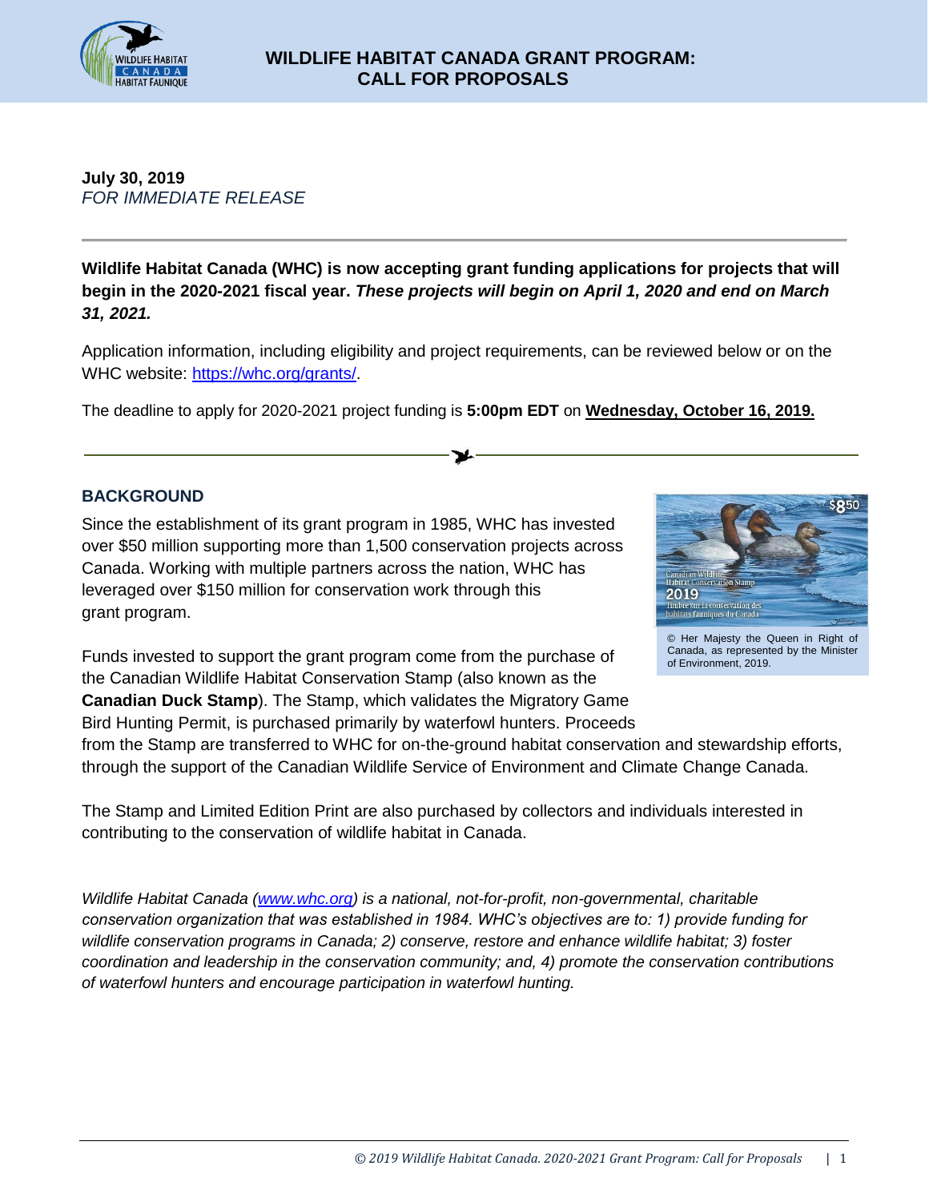# WILDLIFE HABITAT CANADA GRANT PROGRAM: CALL FOR PROPOSALS

**July 30, 2019**
*FOR IMMEDIATE RELEASE*

---

**Wildlife Habitat Canada (WHC) is now accepting grant funding applications for projects that will begin in the 2020-2021 fiscal year. *These projects will begin on April 1, 2020 and end on March 31, 2021.***

Application information, including eligibility and project requirements, can be reviewed below or on the WHC website: [https://whc.org/grants/](https://whc.org/grants/).

The deadline to apply for 2020-2021 project funding is **5:00pm EDT** on **Wednesday, October 16, 2019.**

---

## BACKGROUND

Since the establishment of its grant program in 1985, WHC has invested over $50 million supporting more than 1,500 conservation projects across Canada. Working with multiple partners across the nation, WHC has leveraged over $150 million for conservation work through this grant program.

© Her Majesty the Queen in Right of Canada, as represented by the Minister of Environment, 2019.

Funds invested to support the grant program come from the purchase of the Canadian Wildlife Habitat Conservation Stamp (also known as the **Canadian Duck Stamp**). The Stamp, which validates the Migratory Game Bird Hunting Permit, is purchased primarily by waterfowl hunters. Proceeds from the Stamp are transferred to WHC for on-the-ground habitat conservation and stewardship efforts, through the support of the Canadian Wildlife Service of Environment and Climate Change Canada.

The Stamp and Limited Edition Print are also purchased by collectors and individuals interested in contributing to the conservation of wildlife habitat in Canada.

*Wildlife Habitat Canada ([www.whc.org](www.whc.org)) is a national, not-for-profit, non-governmental, charitable conservation organization that was established in 1984. WHC's objectives are to: 1) provide funding for wildlife conservation programs in Canada; 2) conserve, restore and enhance wildlife habitat; 3) foster coordination and leadership in the conservation community; and, 4) promote the conservation contributions of waterfowl hunters and encourage participation in waterfowl hunting.*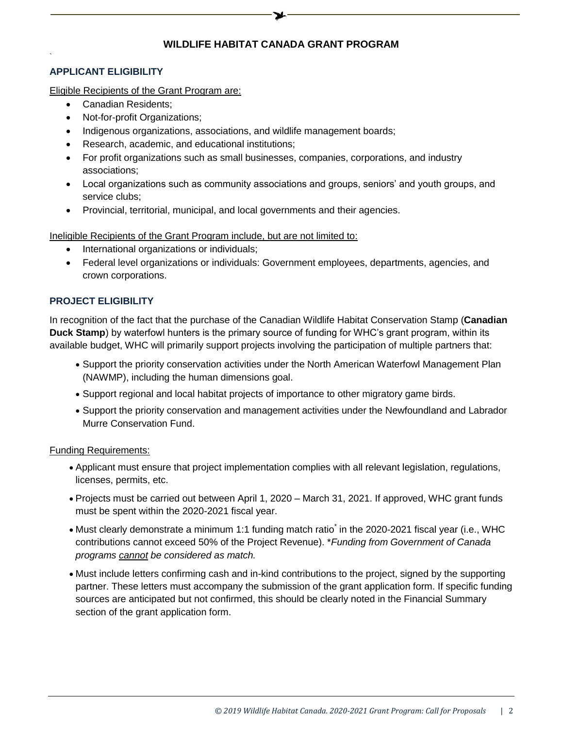# WILDLIFE HABITAT CANADA GRANT PROGRAM

## APPLICANT ELIGIBILITY

Eligible Recipients of the Grant Program are:

- Canadian Residents;
- Not-for-profit Organizations;
- Indigenous organizations, associations, and wildlife management boards;
- Research, academic, and educational institutions;
- For profit organizations such as small businesses, companies, corporations, and industry associations;
- Local organizations such as community associations and groups, seniors' and youth groups, and service clubs;
- Provincial, territorial, municipal, and local governments and their agencies.

Ineligible Recipients of the Grant Program include, but are not limited to:

- International organizations or individuals;
- Federal level organizations or individuals: Government employees, departments, agencies, and crown corporations.

## PROJECT ELIGIBILITY

In recognition of the fact that the purchase of the Canadian Wildlife Habitat Conservation Stamp (**Canadian Duck Stamp**) by waterfowl hunters is the primary source of funding for WHC's grant program, within its available budget, WHC will primarily support projects involving the participation of multiple partners that:

- Support the priority conservation activities under the North American Waterfowl Management Plan (NAWMP), including the human dimensions goal.
- Support regional and local habitat projects of importance to other migratory game birds.
- Support the priority conservation and management activities under the Newfoundland and Labrador Murre Conservation Fund.

Funding Requirements:

- Applicant must ensure that project implementation complies with all relevant legislation, regulations, licenses, permits, etc.
- Projects must be carried out between April 1, 2020 – March 31, 2021. If approved, WHC grant funds must be spent within the 2020-2021 fiscal year.
- Must clearly demonstrate a minimum 1:1 funding match ratio* in the 2020-2021 fiscal year (i.e., WHC contributions cannot exceed 50% of the Project Revenue). **Funding from Government of Canada programs cannot be considered as match.*
- Must include letters confirming cash and in-kind contributions to the project, signed by the supporting partner. These letters must accompany the submission of the grant application form. If specific funding sources are anticipated but not confirmed, this should be clearly noted in the Financial Summary section of the grant application form.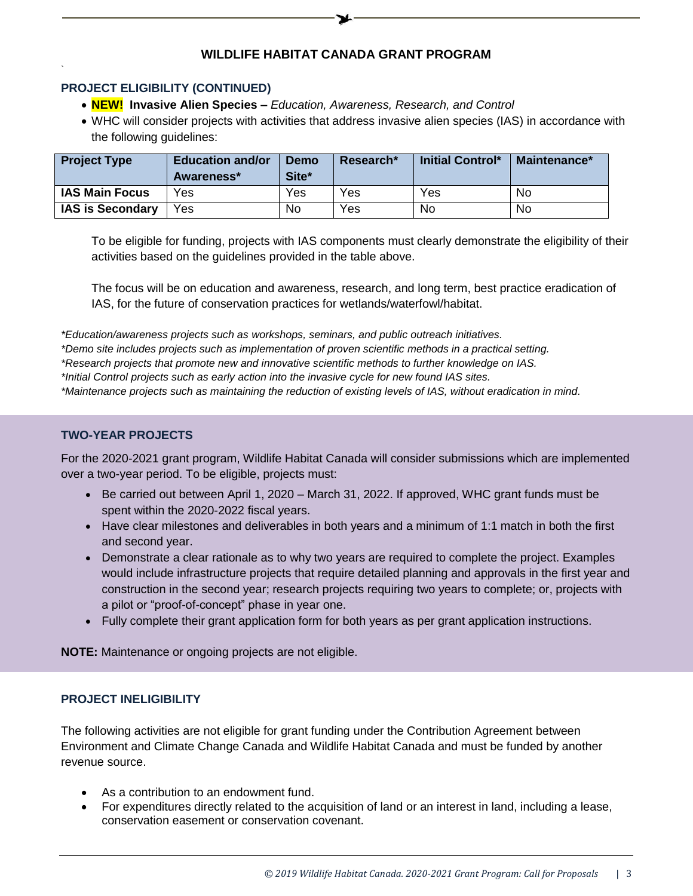### WILDLIFE HABITAT CANADA GRANT PROGRAM

### PROJECT ELIGIBILITY (CONTINUED)

- **NEW! Invasive Alien Species –** *Education, Awareness, Research, and Control*
- WHC will consider projects with activities that address invasive alien species (IAS) in accordance with the following guidelines:

| Project Type | Education and/or Awareness* | Demo Site* | Research* | Initial Control* | Maintenance* |
|---|---|---|---|---|---|
| **IAS Main Focus** | Yes | Yes | Yes | Yes | No |
| **IAS is Secondary** | Yes | No | Yes | No | No |

To be eligible for funding, projects with IAS components must clearly demonstrate the eligibility of their activities based on the guidelines provided in the table above.

The focus will be on education and awareness, research, and long term, best practice eradication of IAS, for the future of conservation practices for wetlands/waterfowl/habitat.

*\*Education/awareness projects such as workshops, seminars, and public outreach initiatives.*
*\*Demo site includes projects such as implementation of proven scientific methods in a practical setting.*
*\*Research projects that promote new and innovative scientific methods to further knowledge on IAS.*
*\*Initial Control projects such as early action into the invasive cycle for new found IAS sites.*
*\*Maintenance projects such as maintaining the reduction of existing levels of IAS, without eradication in mind.*

### TWO-YEAR PROJECTS

For the 2020-2021 grant program, Wildlife Habitat Canada will consider submissions which are implemented over a two-year period. To be eligible, projects must:

- Be carried out between April 1, 2020 – March 31, 2022. If approved, WHC grant funds must be spent within the 2020-2022 fiscal years.
- Have clear milestones and deliverables in both years and a minimum of 1:1 match in both the first and second year.
- Demonstrate a clear rationale as to why two years are required to complete the project. Examples would include infrastructure projects that require detailed planning and approvals in the first year and construction in the second year; research projects requiring two years to complete; or, projects with a pilot or "proof-of-concept" phase in year one.
- Fully complete their grant application form for both years as per grant application instructions.

**NOTE:** Maintenance or ongoing projects are not eligible.

### PROJECT INELIGIBILITY

The following activities are not eligible for grant funding under the Contribution Agreement between Environment and Climate Change Canada and Wildlife Habitat Canada and must be funded by another revenue source.

- As a contribution to an endowment fund.
- For expenditures directly related to the acquisition of land or an interest in land, including a lease, conservation easement or conservation covenant.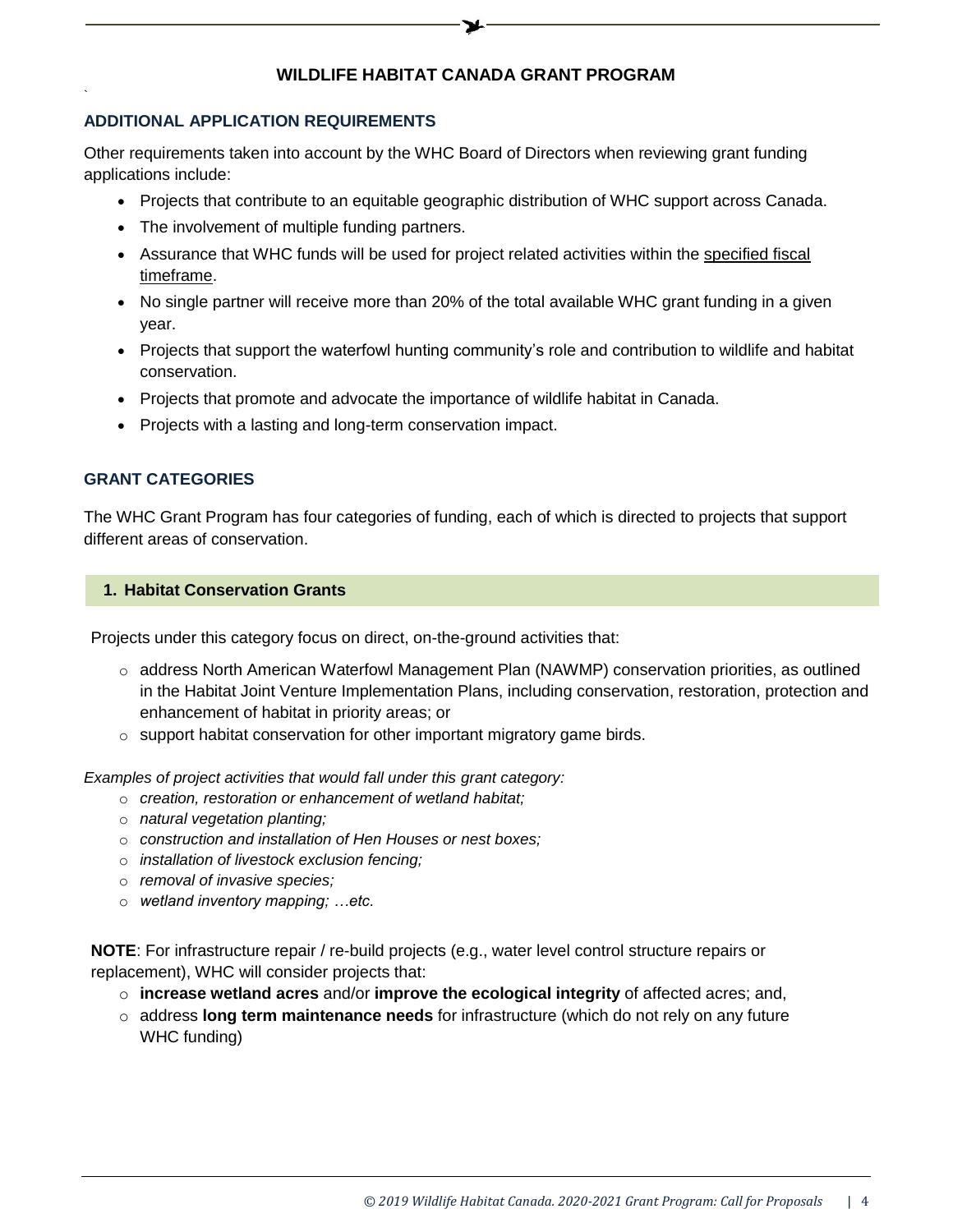**WILDLIFE HABITAT CANADA GRANT PROGRAM**

## ADDITIONAL APPLICATION REQUIREMENTS

Other requirements taken into account by the WHC Board of Directors when reviewing grant funding applications include:

- Projects that contribute to an equitable geographic distribution of WHC support across Canada.
- The involvement of multiple funding partners.
- Assurance that WHC funds will be used for project related activities within the specified fiscal timeframe.
- No single partner will receive more than 20% of the total available WHC grant funding in a given year.
- Projects that support the waterfowl hunting community's role and contribution to wildlife and habitat conservation.
- Projects that promote and advocate the importance of wildlife habitat in Canada.
- Projects with a lasting and long-term conservation impact.

## GRANT CATEGORIES

The WHC Grant Program has four categories of funding, each of which is directed to projects that support different areas of conservation.

### 1. Habitat Conservation Grants

Projects under this category focus on direct, on-the-ground activities that:

- address North American Waterfowl Management Plan (NAWMP) conservation priorities, as outlined in the Habitat Joint Venture Implementation Plans, including conservation, restoration, protection and enhancement of habitat in priority areas; or
- support habitat conservation for other important migratory game birds.

*Examples of project activities that would fall under this grant category:*

- *creation, restoration or enhancement of wetland habitat;*
- *natural vegetation planting;*
- *construction and installation of Hen Houses or nest boxes;*
- *installation of livestock exclusion fencing;*
- *removal of invasive species;*
- *wetland inventory mapping; …etc.*

**NOTE**: For infrastructure repair / re-build projects (e.g., water level control structure repairs or replacement), WHC will consider projects that:

- **increase wetland acres** and/or **improve the ecological integrity** of affected acres; and,
- address **long term maintenance needs** for infrastructure (which do not rely on any future WHC funding)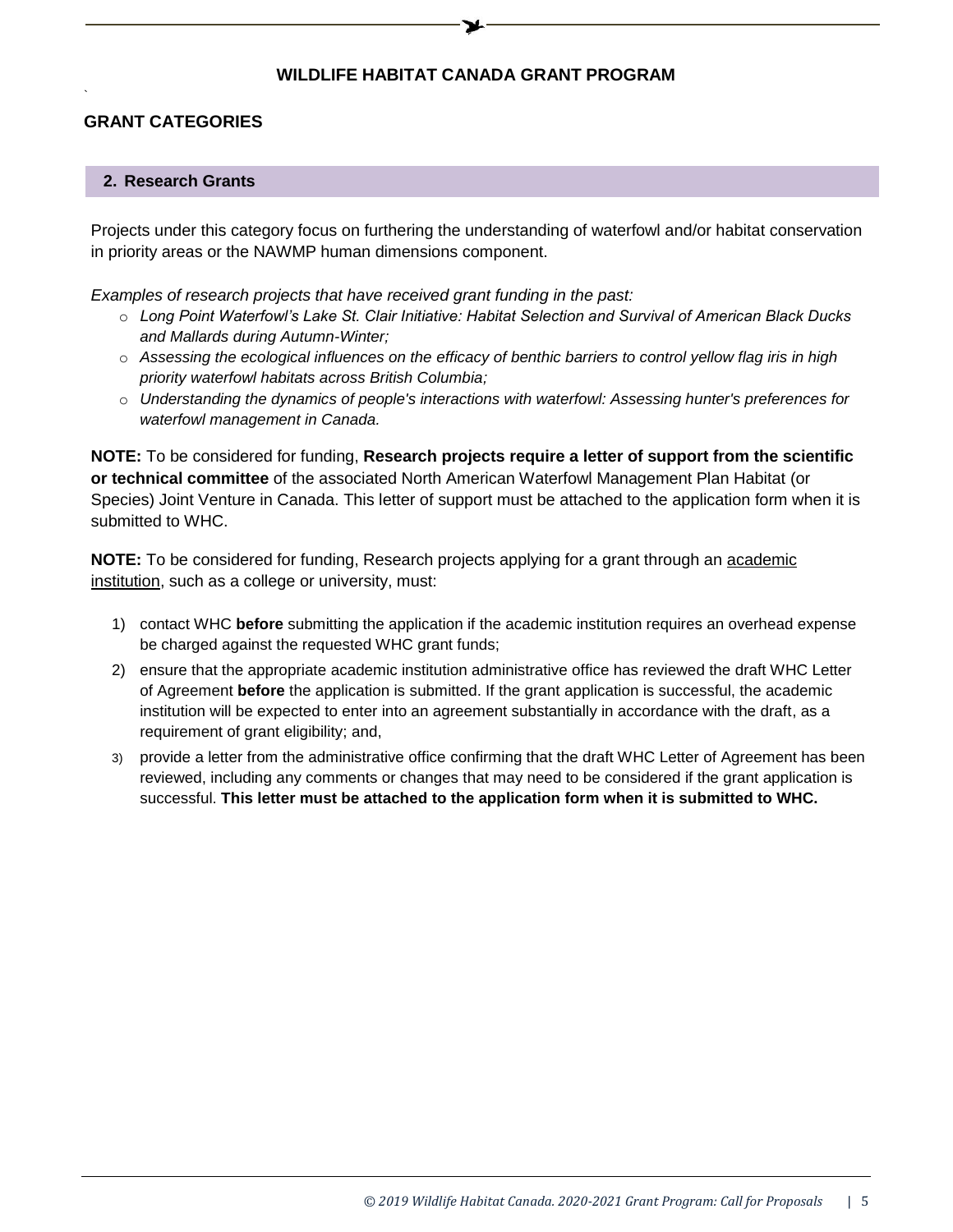## GRANT CATEGORIES

### 2. Research Grants

Projects under this category focus on furthering the understanding of waterfowl and/or habitat conservation in priority areas or the NAWMP human dimensions component.

*Examples of research projects that have received grant funding in the past:*

- *Long Point Waterfowl's Lake St. Clair Initiative: Habitat Selection and Survival of American Black Ducks and Mallards during Autumn-Winter;*
- *Assessing the ecological influences on the efficacy of benthic barriers to control yellow flag iris in high priority waterfowl habitats across British Columbia;*
- *Understanding the dynamics of people's interactions with waterfowl: Assessing hunter's preferences for waterfowl management in Canada.*

**NOTE:** To be considered for funding, **Research projects require a letter of support from the scientific or technical committee** of the associated North American Waterfowl Management Plan Habitat (or Species) Joint Venture in Canada. This letter of support must be attached to the application form when it is submitted to WHC.

**NOTE:** To be considered for funding, Research projects applying for a grant through an academic institution, such as a college or university, must:

1) contact WHC **before** submitting the application if the academic institution requires an overhead expense be charged against the requested WHC grant funds;
2) ensure that the appropriate academic institution administrative office has reviewed the draft WHC Letter of Agreement **before** the application is submitted. If the grant application is successful, the academic institution will be expected to enter into an agreement substantially in accordance with the draft, as a requirement of grant eligibility; and,
3) provide a letter from the administrative office confirming that the draft WHC Letter of Agreement has been reviewed, including any comments or changes that may need to be considered if the grant application is successful. **This letter must be attached to the application form when it is submitted to WHC.**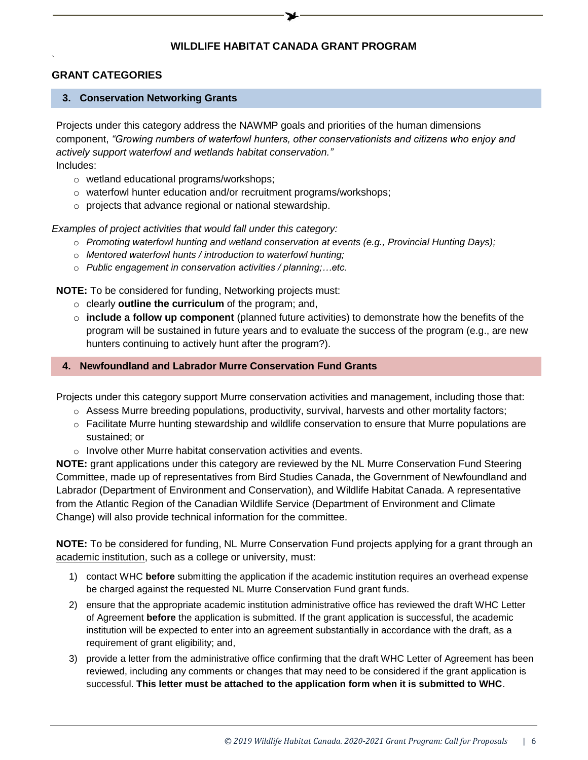## WILDLIFE HABITAT CANADA GRANT PROGRAM

## GRANT CATEGORIES

### 3. Conservation Networking Grants

Projects under this category address the NAWMP goals and priorities of the human dimensions component, *"Growing numbers of waterfowl hunters, other conservationists and citizens who enjoy and actively support waterfowl and wetlands habitat conservation."*
Includes:

- wetland educational programs/workshops;
- waterfowl hunter education and/or recruitment programs/workshops;
- projects that advance regional or national stewardship.

*Examples of project activities that would fall under this category:*

- *Promoting waterfowl hunting and wetland conservation at events (e.g., Provincial Hunting Days);*
- *Mentored waterfowl hunts / introduction to waterfowl hunting;*
- *Public engagement in conservation activities / planning;…etc.*

**NOTE:** To be considered for funding, Networking projects must:

- clearly **outline the curriculum** of the program; and,
- **include a follow up component** (planned future activities) to demonstrate how the benefits of the program will be sustained in future years and to evaluate the success of the program (e.g., are new hunters continuing to actively hunt after the program?).

### 4. Newfoundland and Labrador Murre Conservation Fund Grants

Projects under this category support Murre conservation activities and management, including those that:

- Assess Murre breeding populations, productivity, survival, harvests and other mortality factors;
- Facilitate Murre hunting stewardship and wildlife conservation to ensure that Murre populations are sustained; or
- Involve other Murre habitat conservation activities and events.

**NOTE:** grant applications under this category are reviewed by the NL Murre Conservation Fund Steering Committee, made up of representatives from Bird Studies Canada, the Government of Newfoundland and Labrador (Department of Environment and Conservation), and Wildlife Habitat Canada. A representative from the Atlantic Region of the Canadian Wildlife Service (Department of Environment and Climate Change) will also provide technical information for the committee.

**NOTE:** To be considered for funding, NL Murre Conservation Fund projects applying for a grant through an academic institution, such as a college or university, must:

1) contact WHC **before** submitting the application if the academic institution requires an overhead expense be charged against the requested NL Murre Conservation Fund grant funds.
2) ensure that the appropriate academic institution administrative office has reviewed the draft WHC Letter of Agreement **before** the application is submitted. If the grant application is successful, the academic institution will be expected to enter into an agreement substantially in accordance with the draft, as a requirement of grant eligibility; and,
3) provide a letter from the administrative office confirming that the draft WHC Letter of Agreement has been reviewed, including any comments or changes that may need to be considered if the grant application is successful. **This letter must be attached to the application form when it is submitted to WHC**.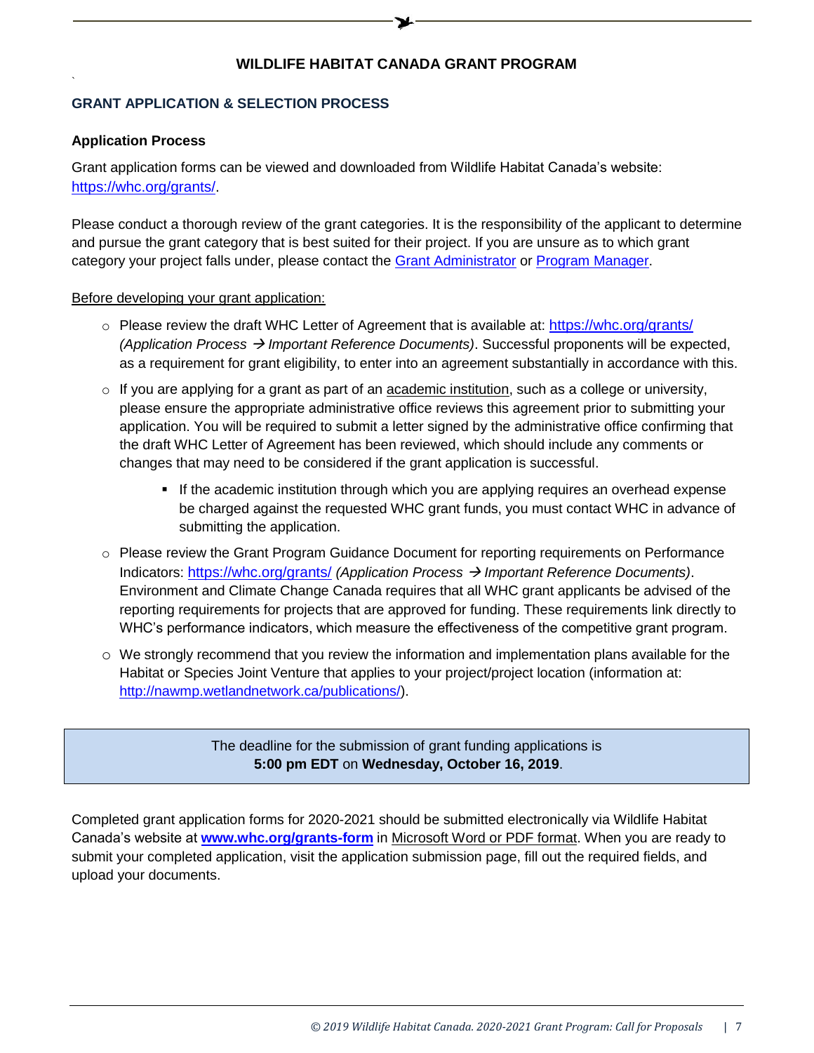## WILDLIFE HABITAT CANADA GRANT PROGRAM

### GRANT APPLICATION & SELECTION PROCESS

**Application Process**

Grant application forms can be viewed and downloaded from Wildlife Habitat Canada's website: https://whc.org/grants/.

Please conduct a thorough review of the grant categories. It is the responsibility of the applicant to determine and pursue the grant category that is best suited for their project. If you are unsure as to which grant category your project falls under, please contact the Grant Administrator or Program Manager.

Before developing your grant application:

- Please review the draft WHC Letter of Agreement that is available at: https://whc.org/grants/ *(Application Process → Important Reference Documents)*. Successful proponents will be expected, as a requirement for grant eligibility, to enter into an agreement substantially in accordance with this.
- If you are applying for a grant as part of an academic institution, such as a college or university, please ensure the appropriate administrative office reviews this agreement prior to submitting your application. You will be required to submit a letter signed by the administrative office confirming that the draft WHC Letter of Agreement has been reviewed, which should include any comments or changes that may need to be considered if the grant application is successful.
  - If the academic institution through which you are applying requires an overhead expense be charged against the requested WHC grant funds, you must contact WHC in advance of submitting the application.
- Please review the Grant Program Guidance Document for reporting requirements on Performance Indicators: https://whc.org/grants/ *(Application Process → Important Reference Documents)*. Environment and Climate Change Canada requires that all WHC grant applicants be advised of the reporting requirements for projects that are approved for funding. These requirements link directly to WHC's performance indicators, which measure the effectiveness of the competitive grant program.
- We strongly recommend that you review the information and implementation plans available for the Habitat or Species Joint Venture that applies to your project/project location (information at: http://nawmp.wetlandnetwork.ca/publications/).

> The deadline for the submission of grant funding applications is **5:00 pm EDT** on **Wednesday, October 16, 2019**.

Completed grant application forms for 2020-2021 should be submitted electronically via Wildlife Habitat Canada's website at **www.whc.org/grants-form** in Microsoft Word or PDF format. When you are ready to submit your completed application, visit the application submission page, fill out the required fields, and upload your documents.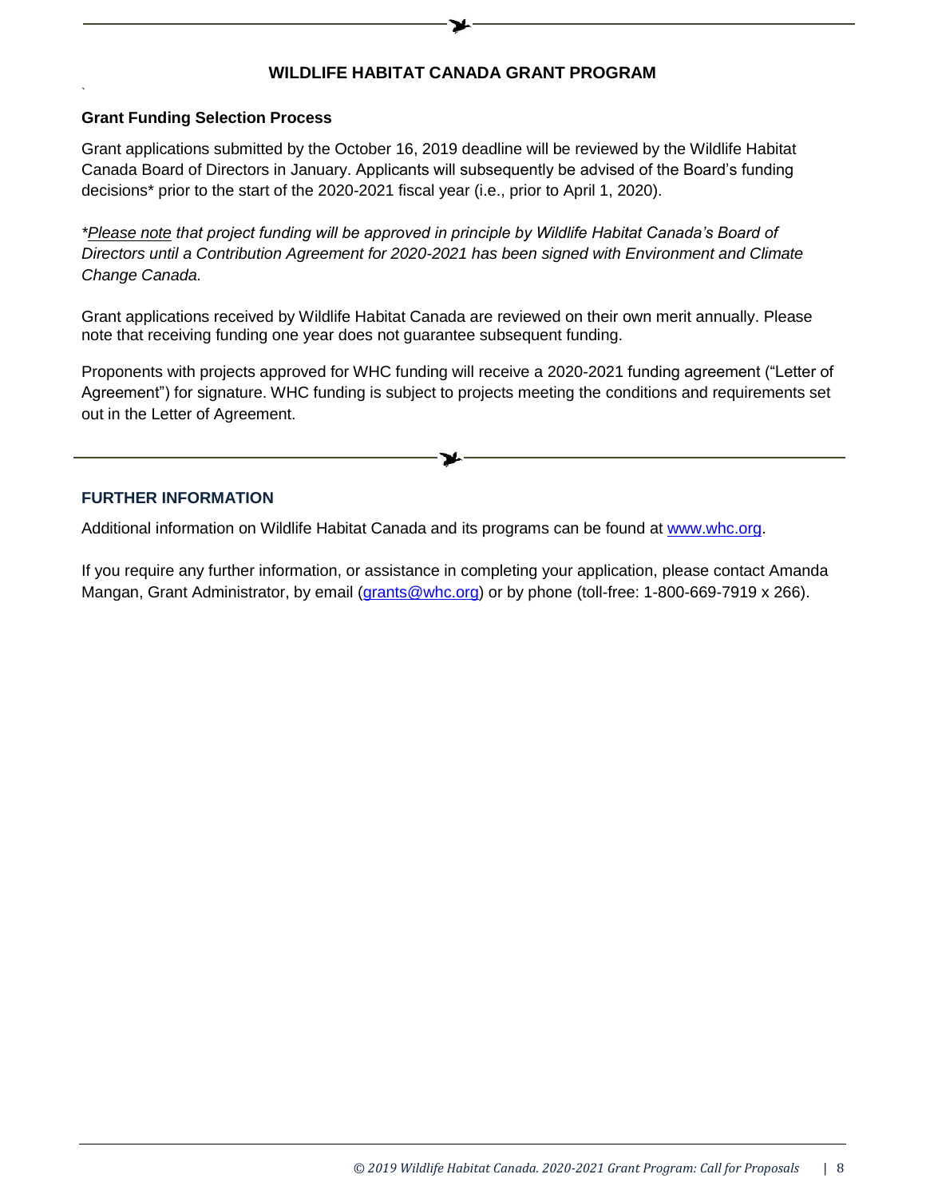## WILDLIFE HABITAT CANADA GRANT PROGRAM

### Grant Funding Selection Process

Grant applications submitted by the October 16, 2019 deadline will be reviewed by the Wildlife Habitat Canada Board of Directors in January. Applicants will subsequently be advised of the Board's funding decisions* prior to the start of the 2020-2021 fiscal year (i.e., prior to April 1, 2020).

**Please note* that project funding will be approved in principle by Wildlife Habitat Canada's Board of Directors until a Contribution Agreement for 2020-2021 has been signed with Environment and Climate Change Canada.*

Grant applications received by Wildlife Habitat Canada are reviewed on their own merit annually. Please note that receiving funding one year does not guarantee subsequent funding.

Proponents with projects approved for WHC funding will receive a 2020-2021 funding agreement ("Letter of Agreement") for signature. WHC funding is subject to projects meeting the conditions and requirements set out in the Letter of Agreement.

---

### FURTHER INFORMATION

Additional information on Wildlife Habitat Canada and its programs can be found at [www.whc.org](http://www.whc.org).

If you require any further information, or assistance in completing your application, please contact Amanda Mangan, Grant Administrator, by email ([grants@whc.org](mailto:grants@whc.org)) or by phone (toll-free: 1-800-669-7919 x 266).